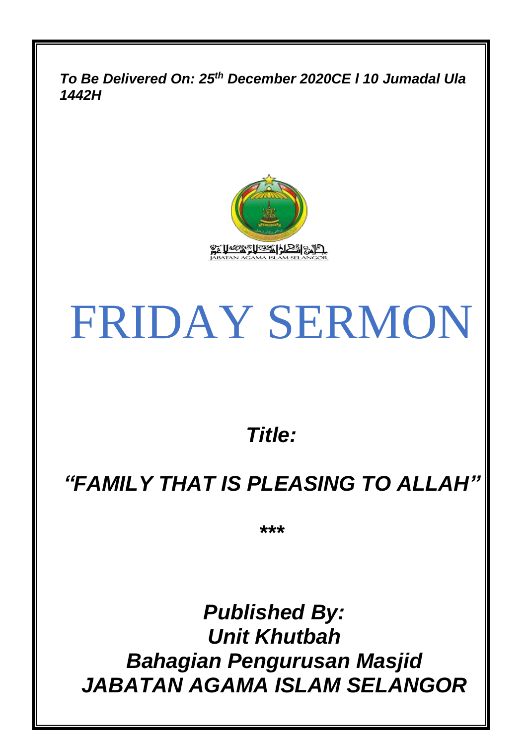*To Be Delivered On: 25th December 2020CE / 10 Jumadal Ula 1442H*

JABATAN AGAMA ISLAM SELANGOR

# FRIDAY SERMON

***Title:***

## *"FAMILY THAT IS PLEASING TO ALLAH"*

\*\*\*

***Published By:***
***Unit Khutbah***
***Bahagian Pengurusan Masjid***
***JABATAN AGAMA ISLAM SELANGOR***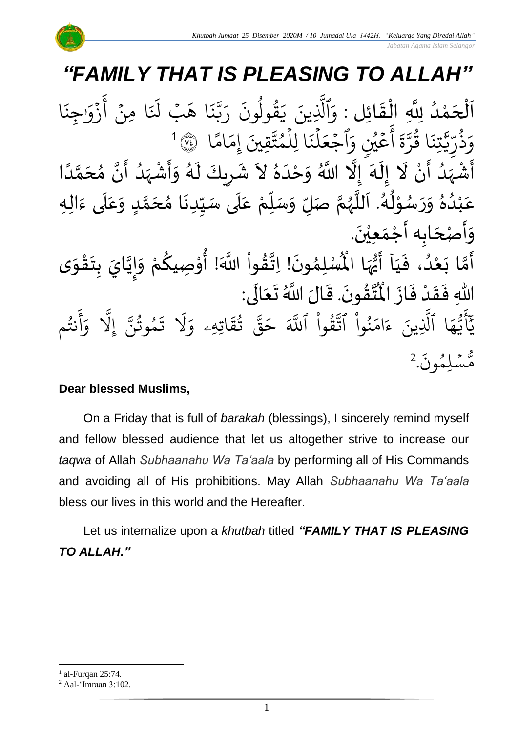# *"FAMILY THAT IS PLEASING TO ALLAH"*

اَلْحَمْدُ لِلَّهِ الْقَائِل : وَٱلَّذِينَ يَقُولُونَ رَبَّنَا هَبْ لَنَا مِنْ أَزْوَٰجِنَا وَذُرِّيَّٰتِنَا قُرَّةَ أَعْيُنٍ وَٱجْعَلْنَا لِلْمُتَّقِينَ إِمَامًا ﴿٧٤﴾ [1]

أَشْهَدُ أَنْ لَا إِلَهَ إِلَّا اللَّهُ وَحْدَهُ لاَ شَرِيكَ لَهُ وَأَشْهَدُ أَنَّ مُحَمَّدًا عَبْدُهُ وَرَسُوْلُهُ. اَللَّهُمَّ صَلِّ وَسَلِّمْ عَلَى سَيِّدِنَا مُحَمَّدٍ وَعَلَى ءَالِهِ وَأَصْحَابِه أَجْمَعِيْنَ.

أَمَّا بَعْدُ، فَيَآ أَيُّهَا الْمُسْلِمُونَ! اِتَّقُواْ اللَّهَ! أُوْصِيكُمْ وَإِيَّايَ بِتَقْوَى اللهِ فَقَدْ فَازَ الْمُتَّقُونَ. قَالَ اللَّهُ تَعَالَى:

يَٰٓأَيُّهَا ٱلَّذِينَ ءَامَنُواْ ٱتَّقُواْ ٱللَّهَ حَقَّ تُقَاتِهِۦ وَلَا تَمُوتُنَّ إِلَّا وَأَنتُم مُّسْلِمُونَ.[2]

**Dear blessed Muslims,**

On a Friday that is full of *barakah* (blessings), I sincerely remind myself and fellow blessed audience that let us altogether strive to increase our *taqwa* of Allah *Subhaanahu Wa Ta'aala* by performing all of His Commands and avoiding all of His prohibitions. May Allah *Subhaanahu Wa Ta'aala* bless our lives in this world and the Hereafter.

Let us internalize upon a *khutbah* titled ***"FAMILY THAT IS PLEASING TO ALLAH."***

---

[1] al-Furqan 25:74.

[2] Aal-'Imraan 3:102.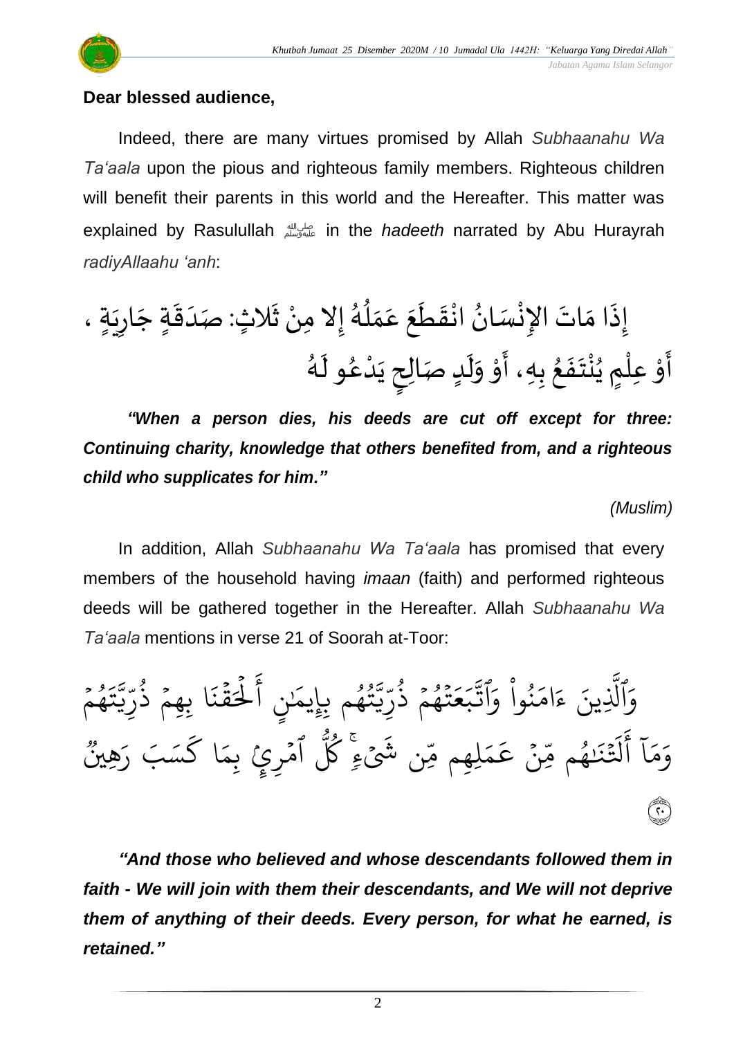**Dear blessed audience,**

Indeed, there are many virtues promised by Allah *Subhaanahu Wa Ta'aala* upon the pious and righteous family members. Righteous children will benefit their parents in this world and the Hereafter. This matter was explained by Rasulullah ﷺ in the *hadeeth* narrated by Abu Hurayrah *radiyAllaahu 'anh*:

إِذَا مَاتَ الإِنْسَانُ انْقَطَعَ عَمَلُهُ إِلا مِنْ ثَلاثٍ: صَدَقَةٍ جَارِيَةٍ ، أَوْ عِلْمٍ يُنْتَفَعُ بِهِ، أَوْ وَلَدٍ صَالِحٍ يَدْعُو لَهُ

***"When a person dies, his deeds are cut off except for three: Continuing charity, knowledge that others benefited from, and a righteous child who supplicates for him."***

*(Muslim)*

In addition, Allah *Subhaanahu Wa Ta'aala* has promised that every members of the household having *imaan* (faith) and performed righteous deeds will be gathered together in the Hereafter. Allah *Subhaanahu Wa Ta'aala* mentions in verse 21 of Soorah at-Toor:

وَٱلَّذِينَ ءَامَنُواْ وَٱتَّبَعَتۡهُمۡ ذُرِّيَّتُهُم بِإِيمَٰنٍ أَلۡحَقۡنَا بِهِمۡ ذُرِّيَّتَهُمۡ وَمَآ أَلَتۡنَٰهُم مِّنۡ عَمَلِهِم مِّن شَيۡءٖۚ كُلُّ ٱمۡرِيِٕۭ بِمَا كَسَبَ رَهِينٞ ﴿٢١﴾

***"And those who believed and whose descendants followed them in faith - We will join with them their descendants, and We will not deprive them of anything of their deeds. Every person, for what he earned, is retained."***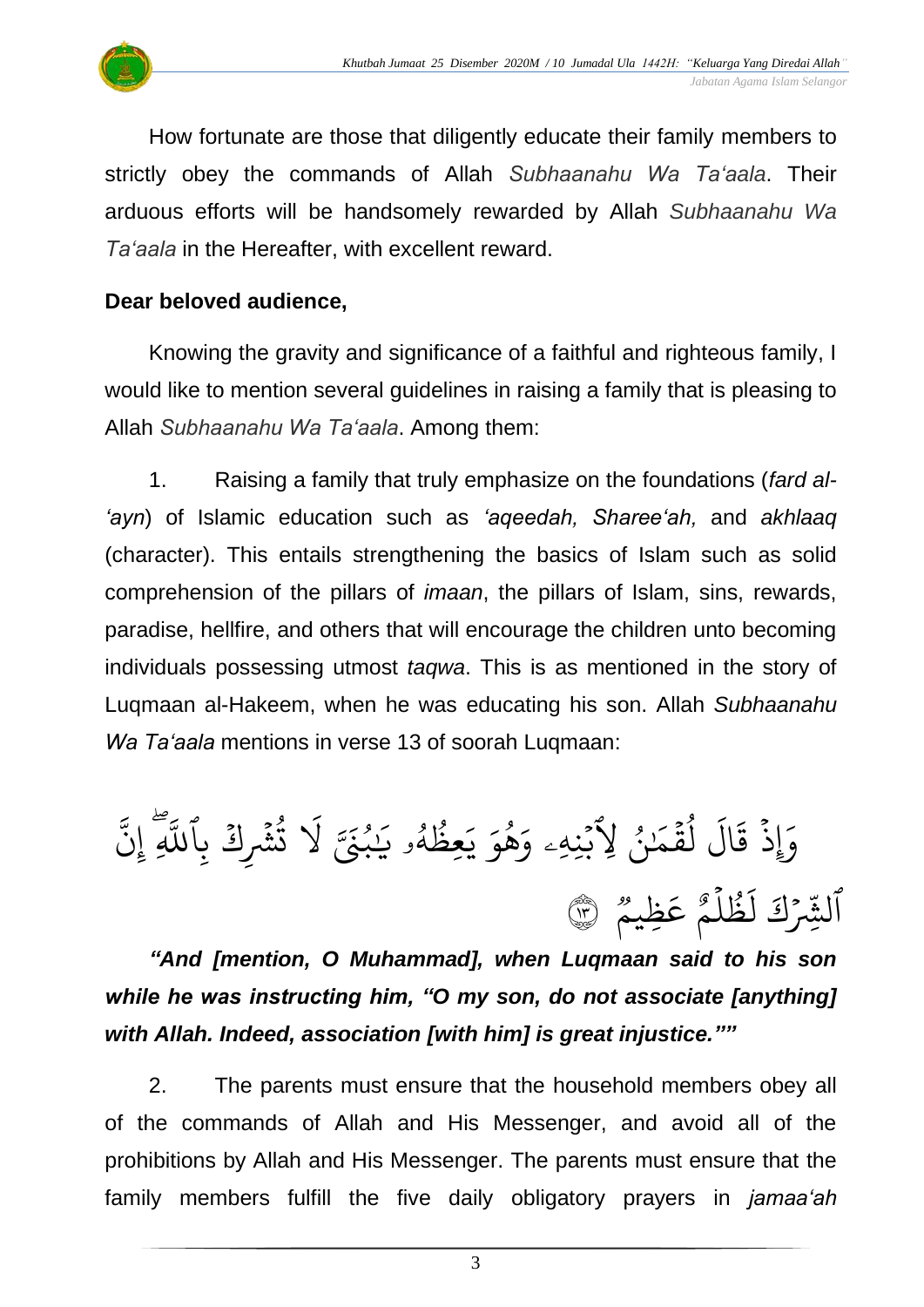How fortunate are those that diligently educate their family members to strictly obey the commands of Allah *Subhaanahu Wa Ta'aala*. Their arduous efforts will be handsomely rewarded by Allah *Subhaanahu Wa Ta'aala* in the Hereafter, with excellent reward.

**Dear beloved audience,**

Knowing the gravity and significance of a faithful and righteous family, I would like to mention several guidelines in raising a family that is pleasing to Allah *Subhaanahu Wa Ta'aala*. Among them:

1. Raising a family that truly emphasize on the foundations (*fard al-'ayn*) of Islamic education such as *'aqeedah, Sharee'ah,* and *akhlaaq* (character). This entails strengthening the basics of Islam such as solid comprehension of the pillars of *imaan*, the pillars of Islam, sins, rewards, paradise, hellfire, and others that will encourage the children unto becoming individuals possessing utmost *taqwa*. This is as mentioned in the story of Luqmaan al-Hakeem, when he was educating his son. Allah *Subhaanahu Wa Ta'aala* mentions in verse 13 of soorah Luqmaan:

وَإِذۡ قَالَ لُقۡمَٰنُ لِٱبۡنِهِۦ وَهُوَ يَعِظُهُۥ يَٰبُنَيَّ لَا تُشۡرِكۡ بِٱللَّهِۖ إِنَّ ٱلشِّرۡكَ لَظُلۡمٌ عَظِيمٞ ﴿١٣﴾

***"And [mention, O Muhammad], when Luqmaan said to his son while he was instructing him, "O my son, do not associate [anything] with Allah. Indeed, association [with him] is great injustice.""***

2. The parents must ensure that the household members obey all of the commands of Allah and His Messenger, and avoid all of the prohibitions by Allah and His Messenger. The parents must ensure that the family members fulfill the five daily obligatory prayers in *jamaa'ah*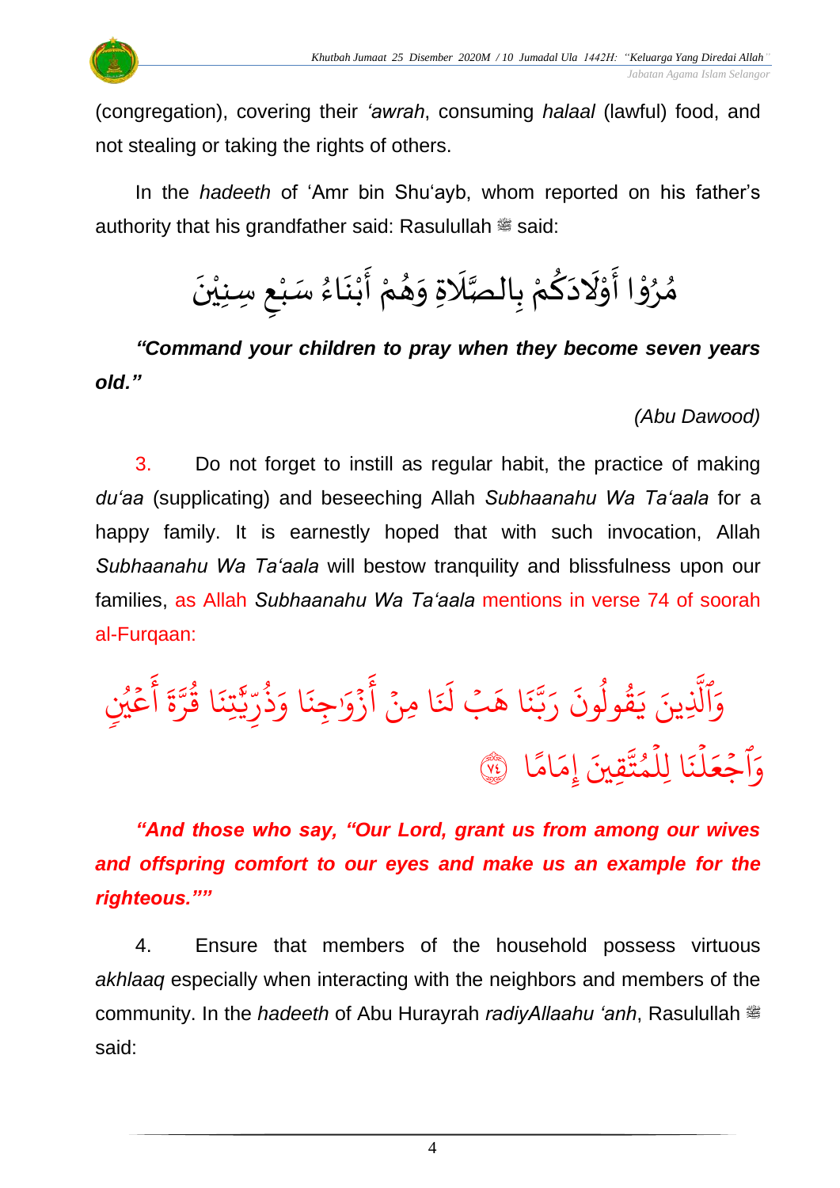(congregation), covering their *'awrah*, consuming *halaal* (lawful) food, and not stealing or taking the rights of others.

In the *hadeeth* of 'Amr bin Shu'ayb, whom reported on his father's authority that his grandfather said: Rasulullah ﷺ said:

مُرُوْا أَوْلَادَكُمْ بِالصَّلَاةِ وَهُمْ أَبْنَاءُ سَبْعِ سِنِيْنَ

***"Command your children to pray when they become seven years old."***

*(Abu Dawood)*

3. Do not forget to instill as regular habit, the practice of making *du'aa* (supplicating) and beseeching Allah *Subhaanahu Wa Ta'aala* for a happy family. It is earnestly hoped that with such invocation, Allah *Subhaanahu Wa Ta'aala* will bestow tranquility and blissfulness upon our families, as Allah *Subhaanahu Wa Ta'aala* mentions in verse 74 of soorah al-Furqaan:

وَٱلَّذِينَ يَقُولُونَ رَبَّنَا هَبۡ لَنَا مِنۡ أَزۡوَٰجِنَا وَذُرِّيَّٰتِنَا قُرَّةَ أَعۡيُنٖ وَٱجۡعَلۡنَا لِلۡمُتَّقِينَ إِمَامًا ﴿٧٤﴾

***"And those who say, "Our Lord, grant us from among our wives and offspring comfort to our eyes and make us an example for the righteous.""***

4. Ensure that members of the household possess virtuous *akhlaaq* especially when interacting with the neighbors and members of the community. In the *hadeeth* of Abu Hurayrah *radiyAllaahu 'anh*, Rasulullah ﷺ said: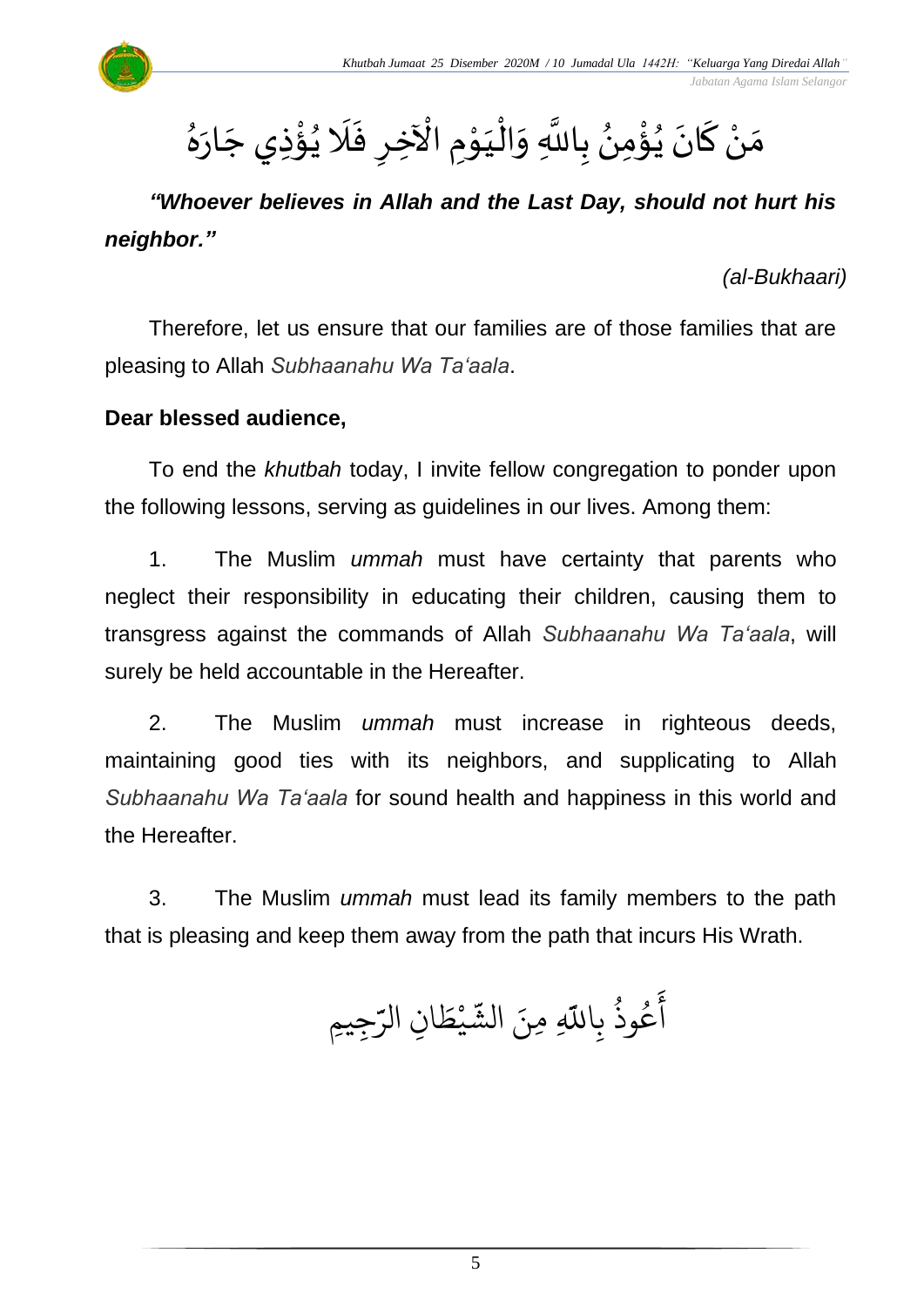مَنْ كَانَ يُؤْمِنُ بِاللَّهِ وَالْيَوْمِ الْآخِرِ فَلَا يُؤْذِي جَارَهُ

***"Whoever believes in Allah and the Last Day, should not hurt his neighbor."***

*(al-Bukhaari)*

Therefore, let us ensure that our families are of those families that are pleasing to Allah *Subhaanahu Wa Ta'aala*.

**Dear blessed audience,**

To end the *khutbah* today, I invite fellow congregation to ponder upon the following lessons, serving as guidelines in our lives. Among them:

1. The Muslim *ummah* must have certainty that parents who neglect their responsibility in educating their children, causing them to transgress against the commands of Allah *Subhaanahu Wa Ta'aala*, will surely be held accountable in the Hereafter.

2. The Muslim *ummah* must increase in righteous deeds, maintaining good ties with its neighbors, and supplicating to Allah *Subhaanahu Wa Ta'aala* for sound health and happiness in this world and the Hereafter.

3. The Muslim *ummah* must lead its family members to the path that is pleasing and keep them away from the path that incurs His Wrath.

أَعُوذُ بِاللّهِ مِنَ الشَّيْطَانِ الرَّجِيمِ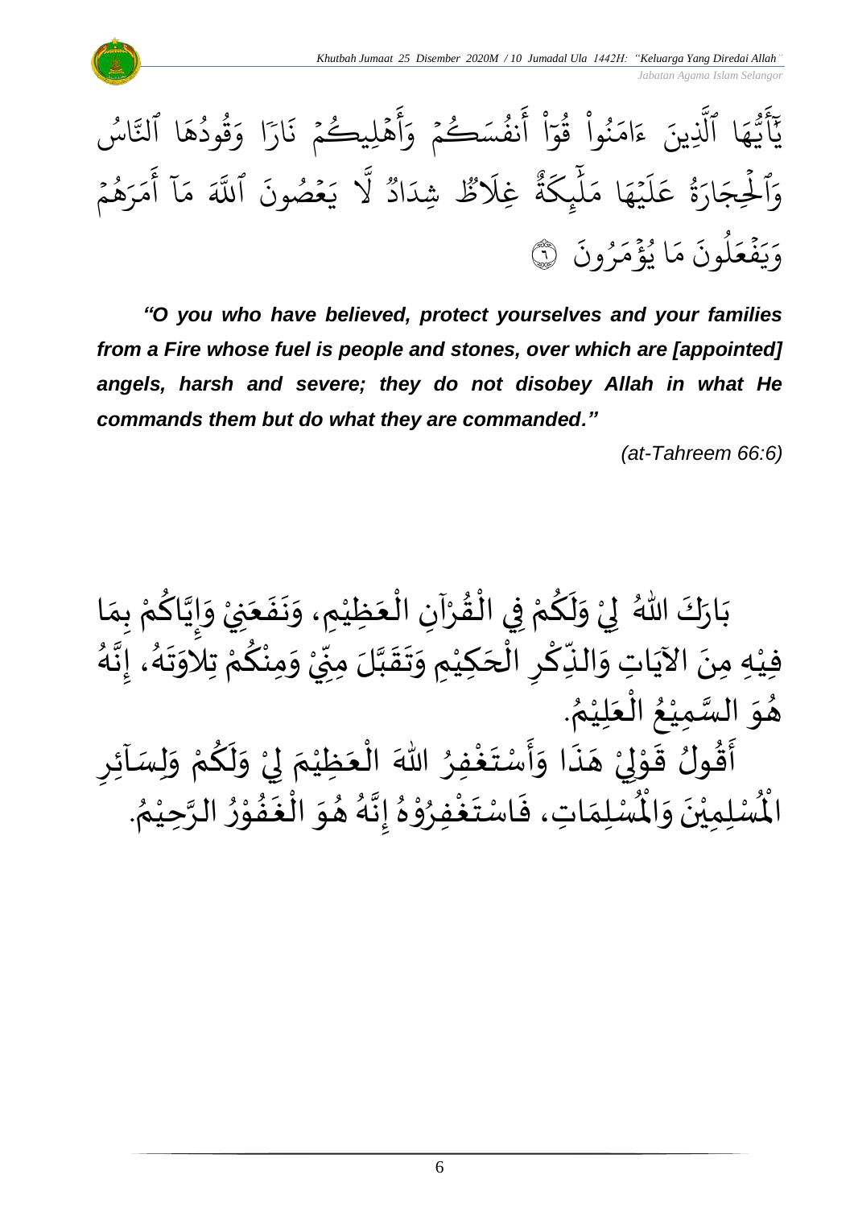يَٰٓأَيُّهَا ٱلَّذِينَ ءَامَنُواْ قُوٓاْ أَنفُسَكُمۡ وَأَهۡلِيكُمۡ نَارٗا وَقُودُهَا ٱلنَّاسُ وَٱلۡحِجَارَةُ عَلَيۡهَا مَلَٰٓئِكَةٌ غِلَاظٞ شِدَادٞ لَّا يَعۡصُونَ ٱللَّهَ مَآ أَمَرَهُمۡ وَيَفۡعَلُونَ مَا يُؤۡمَرُونَ ۝٦

***"O you who have believed, protect yourselves and your families from a Fire whose fuel is people and stones, over which are [appointed] angels, harsh and severe; they do not disobey Allah in what He commands them but do what they are commanded."***

*(at-Tahreem 66:6)*

بَارَكَ اللهُ لِيْ وَلَكُمْ فِي الْقُرْآنِ الْعَظِيْمِ، وَنَفَعَنِيْ وَإِيَّاكُمْ بِمَا فِيْهِ مِنَ الآيَاتِ وَالذِّكْرِ الْحَكِيْمِ وَتَقَبَّلَ مِنِّيْ وَمِنْكُمْ تِلاوَتَهُ، إِنَّهُ هُوَ السَّمِيْعُ الْعَلِيْمُ.

أَقُولُ قَوْلِيْ هَذَا وَأَسْتَغْفِرُ اللهَ الْعَظِيْمَ لِيْ وَلَكُمْ وَلِسَآئِرِ الْمُسْلِمِيْنَ وَالْمُسْلِمَاتِ، فَاسْتَغْفِرُوْهُ إِنَّهُ هُوَ الْغَفُوْرُ الرَّحِيْمُ.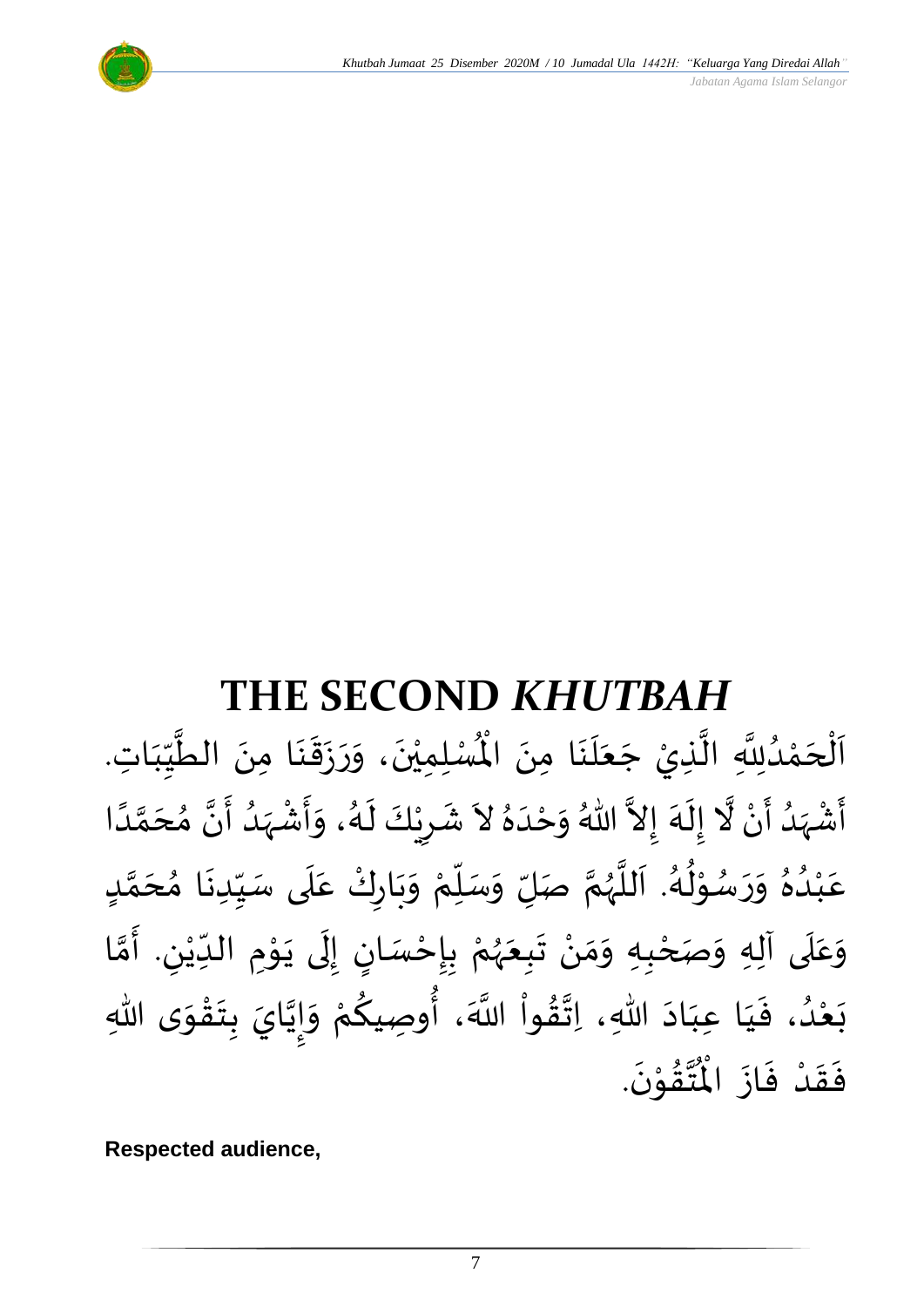# THE SECOND *KHUTBAH*

اَلْحَمْدُلِلَّهِ الَّذِيْ جَعَلَنَا مِنَ الْمُسْلِمِيْنَ، وَرَزَقَنَا مِنَ الطَّيِّبَاتِ. أَشْهَدُ أَنْ لَّا إِلَهَ إِلاَّ اللهُ وَحْدَهُ لاَ شَرِيْكَ لَهُ، وَأَشْهَدُ أَنَّ مُحَمَّدًا عَبْدُهُ وَرَسُوْلُهُ. اَللَّهُمَّ صَلِّ وَسَلِّمْ وَبَارِكْ عَلَى سَيِّدِنَا مُحَمَّدٍ وَعَلَى آلِهِ وَصَحْبِهِ وَمَنْ تَبِعَهُمْ بِإِحْسَانٍ إِلَى يَوْمِ الدِّيْنِ. أَمَّا بَعْدُ، فَيَا عِبَادَ اللهِ، اِتَّقُواْ اللَّهَ، أُوصِيكُمْ وَإِيَّايَ بِتَقْوَى اللهِ فَقَدْ فَازَ الْمُتَّقُوْنَ.

**Respected audience,**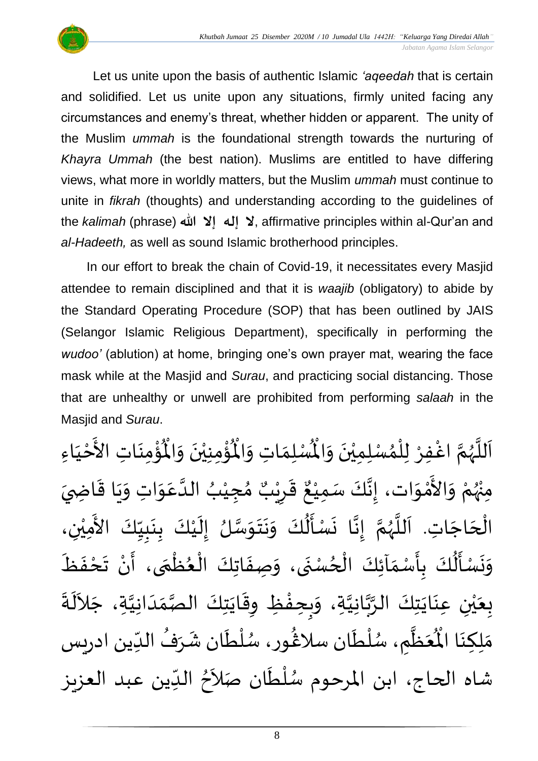Let us unite upon the basis of authentic Islamic *'aqeedah* that is certain and solidified. Let us unite upon any situations, firmly united facing any circumstances and enemy's threat, whether hidden or apparent. The unity of the Muslim *ummah* is the foundational strength towards the nurturing of *Khayra Ummah* (the best nation). Muslims are entitled to have differing views, what more in worldly matters, but the Muslim *ummah* must continue to unite in *fikrah* (thoughts) and understanding according to the guidelines of the *kalimah* (phrase) **لا إله إلا الله**, affirmative principles within al-Qur'an and *al-Hadeeth,* as well as sound Islamic brotherhood principles.

In our effort to break the chain of Covid-19, it necessitates every Masjid attendee to remain disciplined and that it is *waajib* (obligatory) to abide by the Standard Operating Procedure (SOP) that has been outlined by JAIS (Selangor Islamic Religious Department), specifically in performing the *wudoo'* (ablution) at home, bringing one's own prayer mat, wearing the face mask while at the Masjid and *Surau*, and practicing social distancing. Those that are unhealthy or unwell are prohibited from performing *salaah* in the Masjid and *Surau*.

اَللَّهُمَّ اغْفِرْ لِلْمُسْلِمِيْنَ وَالْمُسْلِمَاتِ وَالْمُؤْمِنِيْنَ وَالْمُؤْمِنَاتِ الأَحْيَاءِ مِنْهُمْ وَالأَمْوَات، إِنَّكَ سَمِيْعٌ قَرِيْبٌ مُجِيْبُ الدَّعَوَاتِ وَيَا قَاضِيَ الْحَاجَاتِ. اَللَّهُمَّ إِنَّا نَسْأَلُكَ وَنَتَوَسَّلُ إِلَيْكَ بِنَبِيِّكَ الأَمِيْنِ، وَنَسْأَلُكَ بِأَسْمَآئِكَ الْحُسْنَى، وَصِفَاتِكَ الْعُظْمَى، أَنْ تَحْفَظَ بِعَيْنِ عِنَايَتِكَ الرَّبَّانِيَّةِ، وَبِحِفْظِ وِقَايَتِكَ الصَّمَدَانِيَّةِ، جَلاَلَةَ مَلِكِنَا الْمُعَظَّمِ، سُلْطَان سلاڠور، سُلْطَان شَرَفُ الدِّين ادريس شاه الحاج، ابن المرحوم سُلْطَان صَلاَحُ الدِّين عبد العزيز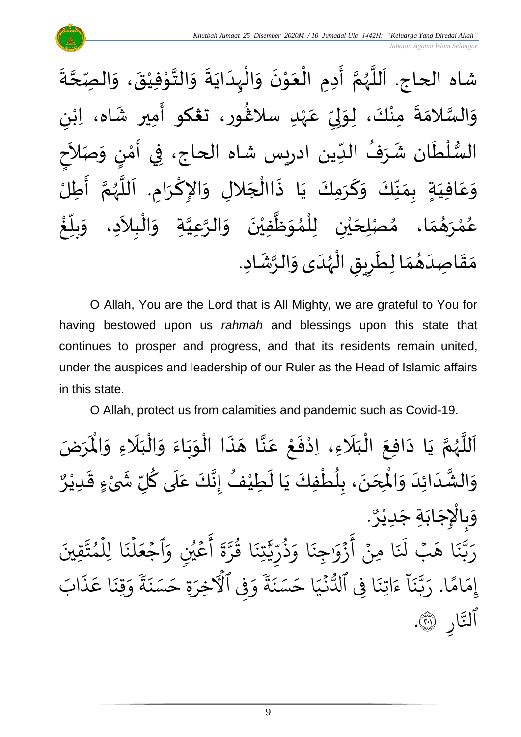شاه الحاج. اَللَّهُمَّ أَدِمِ الْعَوْنَ وَالْهِدَايَةَ وَالتَّوْفِيْقَ، وَالصِّحَّةَ وَالسَّلامَةَ مِنْكَ، لِوَلِيِّ عَهْدِ سلاڠور، تڠكو أَمِير شَاه، اِبْنِ السُّلْطَان شَرَفُ الدِّين ادريس شاه الحاج، فِي أَمْنٍ وَصَلاَحٍ وَعَافِيَةٍ بِمَنِّكَ وَكَرَمِكَ يَا ذَاالْجَلالِ وَالإِكْرَامِ. اَللَّهُمَّ أَطِلْ عُمْرَهُمَا، مُصْلِحَيْنِ لِلْمُوَظَّفِيْنَ وَالرَّعِيَّةِ وَالْبِلاَدِ، وَبَلِّغْ مَقَاصِدَهُمَا لِطَرِيقِ الْهُدَى وَالرَّشَادِ.

O Allah, You are the Lord that is All Mighty, we are grateful to You for having bestowed upon us *rahmah* and blessings upon this state that continues to prosper and progress, and that its residents remain united, under the auspices and leadership of our Ruler as the Head of Islamic affairs in this state.

O Allah, protect us from calamities and pandemic such as Covid-19.

اَللَّهُمَّ يَا دَافِعَ الْبَلَاءِ، اِدْفَعْ عَنَّا هَذَا الْوَبَاءَ وَالْبَلَاءِ وَالْمَرَضَ وَالشَّدَائِدَ وَالْمِحَنَ، بِلُطْفِكَ يَا لَطِيْفُ إِنَّكَ عَلَى كُلِّ شَيْءٍ قَدِيْرٌ وَبِالْإِجَابَةِ جَدِيْرٌ.

رَبَّنَا هَبْ لَنَا مِنْ أَزْوَٰجِنَا وَذُرِّيَّٰتِنَا قُرَّةَ أَعْيُنٍ وَٱجْعَلْنَا لِلْمُتَّقِينَ إِمَامًا. رَبَّنَآ ءَاتِنَا فِي ٱلدُّنْيَا حَسَنَةً وَفِي ٱلْءَاخِرَةِ حَسَنَةً وَقِنَا عَذَابَ ٱلنَّارِ ﴿٢٠١﴾.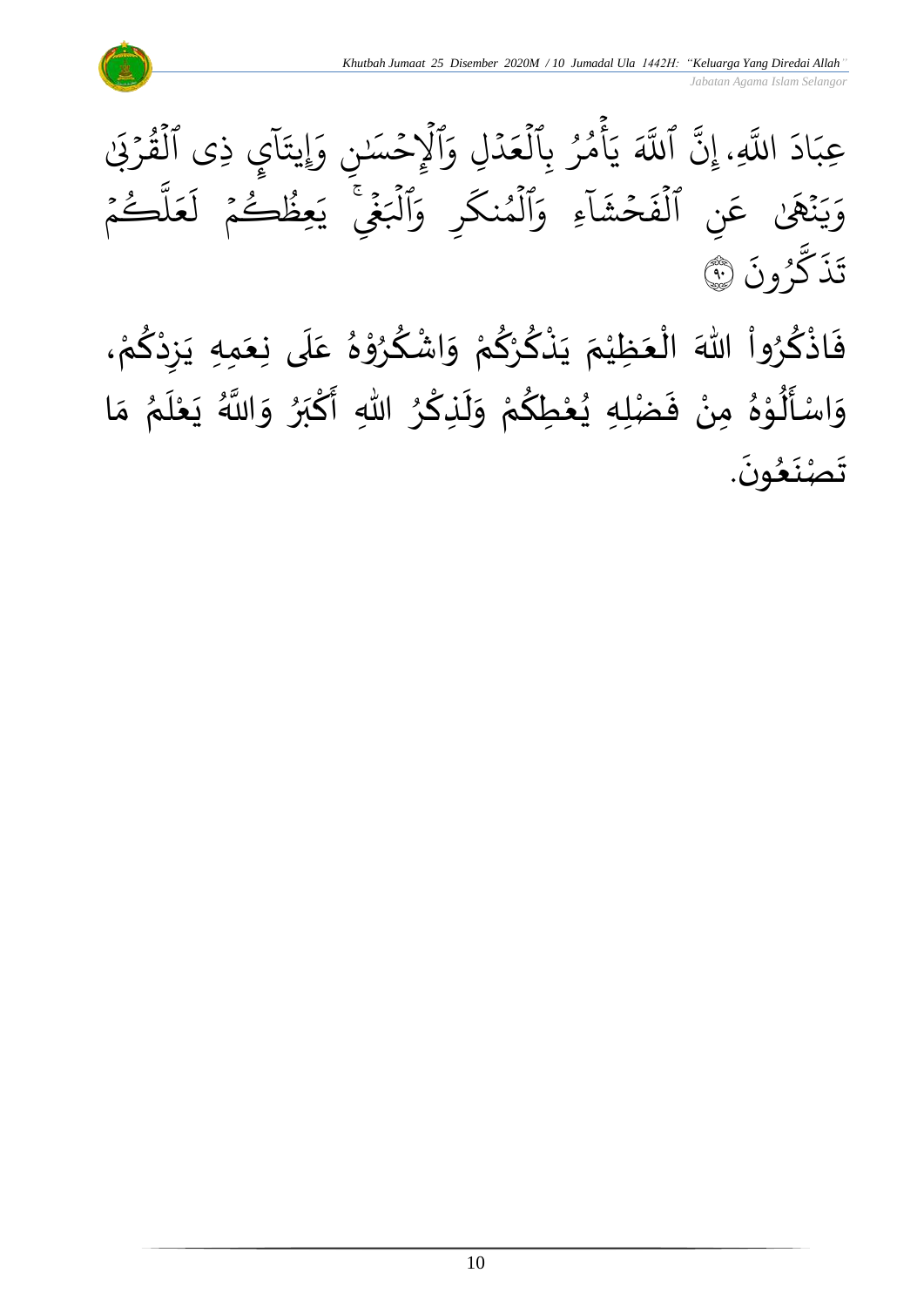عِبَادَ اللَّهِ، إِنَّ ٱللَّهَ يَأۡمُرُ بِٱلۡعَدۡلِ وَٱلۡإِحۡسَٰنِ وَإِيتَآيِٕ ذِي ٱلۡقُرۡبَىٰ وَيَنۡهَىٰ عَنِ ٱلۡفَحۡشَآءِ وَٱلۡمُنكَرِ وَٱلۡبَغۡيِۚ يَعِظُكُمۡ لَعَلَّكُمۡ تَذَكَّرُونَ ﴿٩٠﴾

فَاذْكُرُواْ اللهَ الْعَظِيْمَ يَذْكُرْكُمْ وَاشْكُرُوْهُ عَلَى نِعَمِهِ يَزِدْكُمْ، وَاسْأَلُوْهُ مِنْ فَضْلِهِ يُعْطِكُمْ وَلَذِكْرُ اللهِ أَكْبَرُ وَاللَّهُ يَعْلَمُ مَا تَصْنَعُونَ.